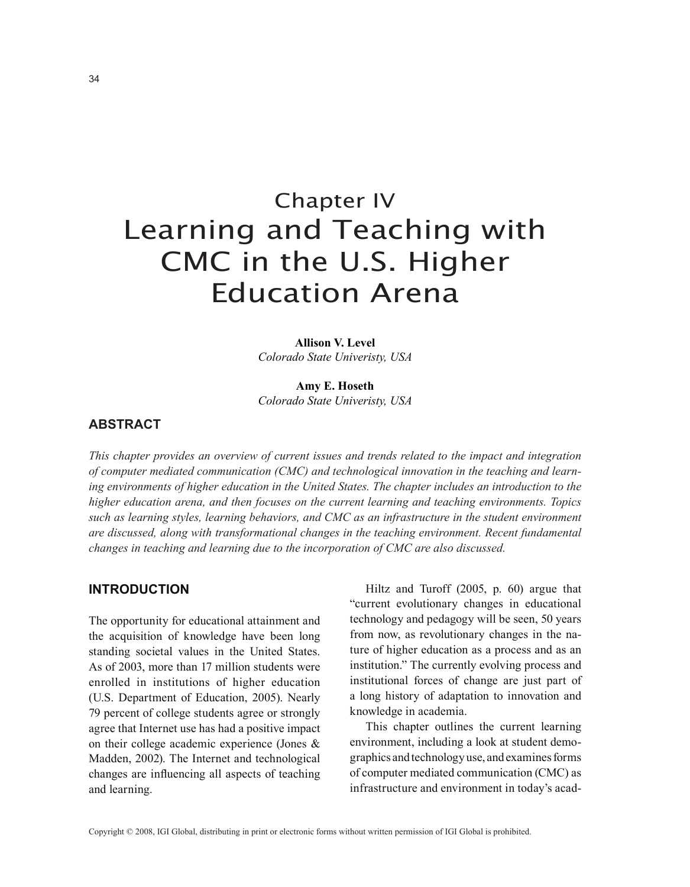# Chapter IV
# Learning and Teaching with CMC in the U.S. Higher Education Arena

**Allison V. Level**
*Colorado State Univeristy, USA*

**Amy E. Hoseth**
*Colorado State Univeristy, USA*

## ABSTRACT

*This chapter provides an overview of current issues and trends related to the impact and integration of computer mediated communication (CMC) and technological innovation in the teaching and learning environments of higher education in the United States. The chapter includes an introduction to the higher education arena, and then focuses on the current learning and teaching environments. Topics such as learning styles, learning behaviors, and CMC as an infrastructure in the student environment are discussed, along with transformational changes in the teaching environment. Recent fundamental changes in teaching and learning due to the incorporation of CMC are also discussed.*

## INTRODUCTION

The opportunity for educational attainment and the acquisition of knowledge have been long standing societal values in the United States. As of 2003, more than 17 million students were enrolled in institutions of higher education (U.S. Department of Education, 2005). Nearly 79 percent of college students agree or strongly agree that Internet use has had a positive impact on their college academic experience (Jones & Madden, 2002). The Internet and technological changes are influencing all aspects of teaching and learning.

Hiltz and Turoff (2005, p. 60) argue that "current evolutionary changes in educational technology and pedagogy will be seen, 50 years from now, as revolutionary changes in the nature of higher education as a process and as an institution." The currently evolving process and institutional forces of change are just part of a long history of adaptation to innovation and knowledge in academia.

This chapter outlines the current learning environment, including a look at student demographics and technology use, and examines forms of computer mediated communication (CMC) as infrastructure and environment in today's acad-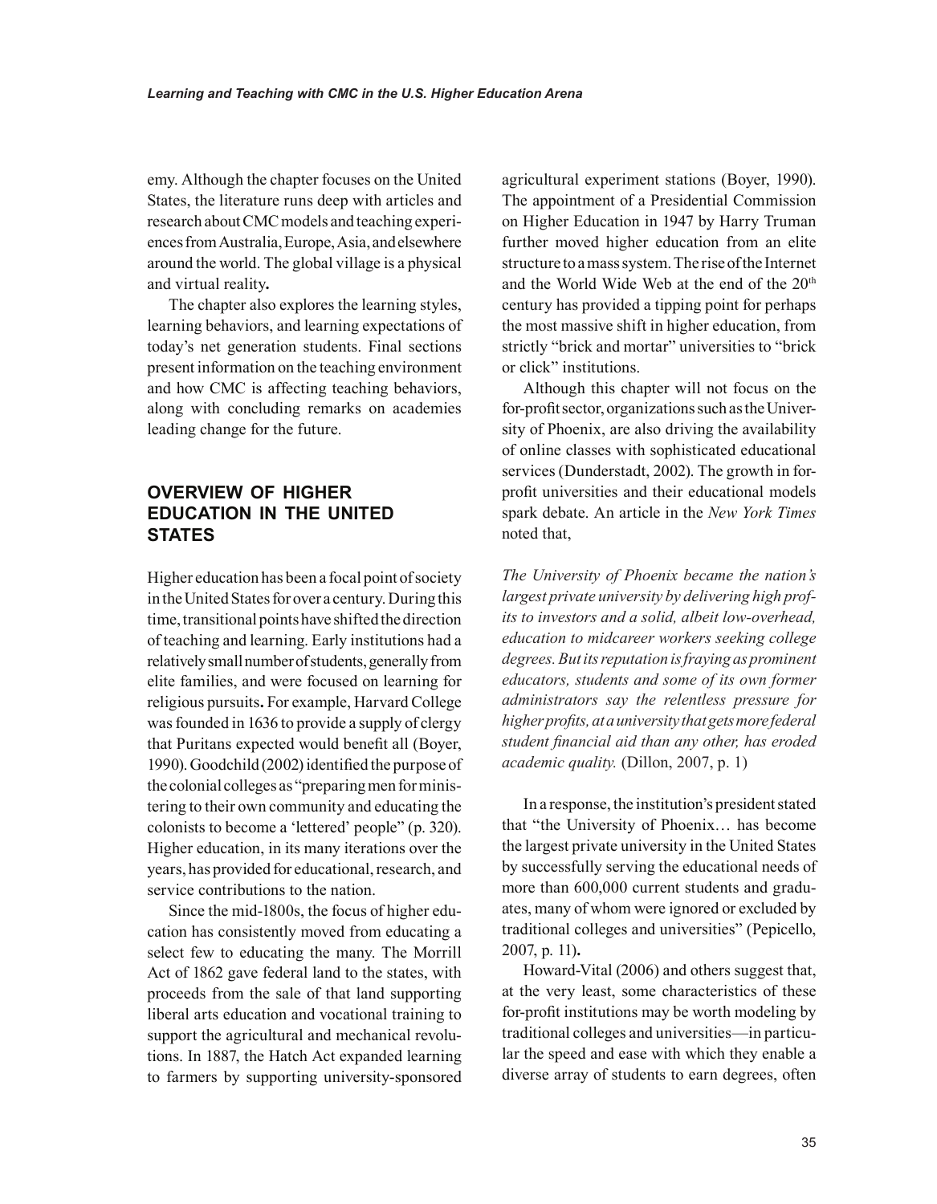emy. Although the chapter focuses on the United States, the literature runs deep with articles and research about CMC models and teaching experiences from Australia, Europe, Asia, and elsewhere around the world. The global village is a physical and virtual reality**.**

The chapter also explores the learning styles, learning behaviors, and learning expectations of today's net generation students. Final sections present information on the teaching environment and how CMC is affecting teaching behaviors, along with concluding remarks on academies leading change for the future.

## OVERVIEW OF HIGHER EDUCATION IN THE UNITED STATES

Higher education has been a focal point of society in the United States for over a century. During this time, transitional points have shifted the direction of teaching and learning. Early institutions had a relatively small number of students, generally from elite families, and were focused on learning for religious pursuits**.** For example, Harvard College was founded in 1636 to provide a supply of clergy that Puritans expected would benefit all (Boyer, 1990). Goodchild (2002) identified the purpose of the colonial colleges as "preparing men for ministering to their own community and educating the colonists to become a 'lettered' people" (p. 320). Higher education, in its many iterations over the years, has provided for educational, research, and service contributions to the nation.

Since the mid-1800s, the focus of higher education has consistently moved from educating a select few to educating the many. The Morrill Act of 1862 gave federal land to the states, with proceeds from the sale of that land supporting liberal arts education and vocational training to support the agricultural and mechanical revolutions. In 1887, the Hatch Act expanded learning to farmers by supporting university-sponsored agricultural experiment stations (Boyer, 1990). The appointment of a Presidential Commission on Higher Education in 1947 by Harry Truman further moved higher education from an elite structure to a mass system. The rise of the Internet and the World Wide Web at the end of the 20th century has provided a tipping point for perhaps the most massive shift in higher education, from strictly "brick and mortar" universities to "brick or click" institutions.

Although this chapter will not focus on the for-profit sector, organizations such as the University of Phoenix, are also driving the availability of online classes with sophisticated educational services (Dunderstadt, 2002). The growth in for-profit universities and their educational models spark debate. An article in the *New York Times* noted that,

*The University of Phoenix became the nation's largest private university by delivering high profits to investors and a solid, albeit low-overhead, education to midcareer workers seeking college degrees. But its reputation is fraying as prominent educators, students and some of its own former administrators say the relentless pressure for higher profits, at a university that gets more federal student financial aid than any other, has eroded academic quality.* (Dillon, 2007, p. 1)

In a response, the institution's president stated that "the University of Phoenix… has become the largest private university in the United States by successfully serving the educational needs of more than 600,000 current students and graduates, many of whom were ignored or excluded by traditional colleges and universities" (Pepicello, 2007, p. 11)**.**

Howard-Vital (2006) and others suggest that, at the very least, some characteristics of these for-profit institutions may be worth modeling by traditional colleges and universities—in particular the speed and ease with which they enable a diverse array of students to earn degrees, often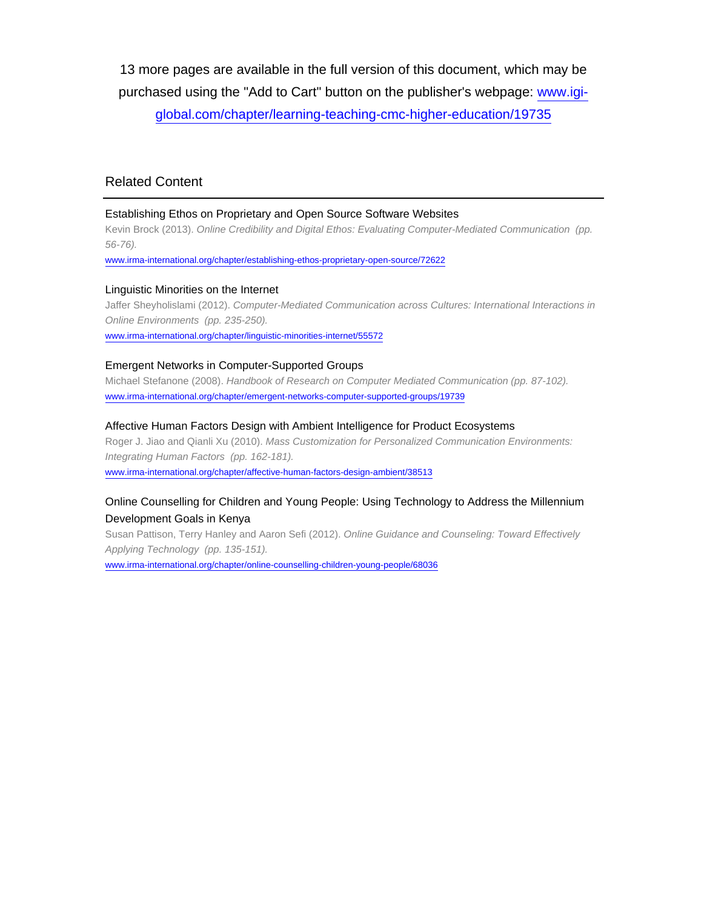13 more pages are available in the full version of this document, which may be purchased using the "Add to Cart" button on the publisher's webpage: [www.igi-global.com/chapter/learning-teaching-cmc-higher-education/19735](www.igi-global.com/chapter/learning-teaching-cmc-higher-education/19735)

## Related Content

Establishing Ethos on Proprietary and Open Source Software Websites
Kevin Brock (2013). *Online Credibility and Digital Ethos: Evaluating Computer-Mediated Communication (pp. 56-76).*
[www.irma-international.org/chapter/establishing-ethos-proprietary-open-source/72622](www.irma-international.org/chapter/establishing-ethos-proprietary-open-source/72622)

Linguistic Minorities on the Internet
Jaffer Sheyholislami (2012). *Computer-Mediated Communication across Cultures: International Interactions in Online Environments (pp. 235-250).*
[www.irma-international.org/chapter/linguistic-minorities-internet/55572](www.irma-international.org/chapter/linguistic-minorities-internet/55572)

Emergent Networks in Computer-Supported Groups
Michael Stefanone (2008). *Handbook of Research on Computer Mediated Communication (pp. 87-102).*
[www.irma-international.org/chapter/emergent-networks-computer-supported-groups/19739](www.irma-international.org/chapter/emergent-networks-computer-supported-groups/19739)

Affective Human Factors Design with Ambient Intelligence for Product Ecosystems
Roger J. Jiao and Qianli Xu (2010). *Mass Customization for Personalized Communication Environments: Integrating Human Factors (pp. 162-181).*
[www.irma-international.org/chapter/affective-human-factors-design-ambient/38513](www.irma-international.org/chapter/affective-human-factors-design-ambient/38513)

Online Counselling for Children and Young People: Using Technology to Address the Millennium Development Goals in Kenya
Susan Pattison, Terry Hanley and Aaron Sefi (2012). *Online Guidance and Counseling: Toward Effectively Applying Technology (pp. 135-151).*
[www.irma-international.org/chapter/online-counselling-children-young-people/68036](www.irma-international.org/chapter/online-counselling-children-young-people/68036)